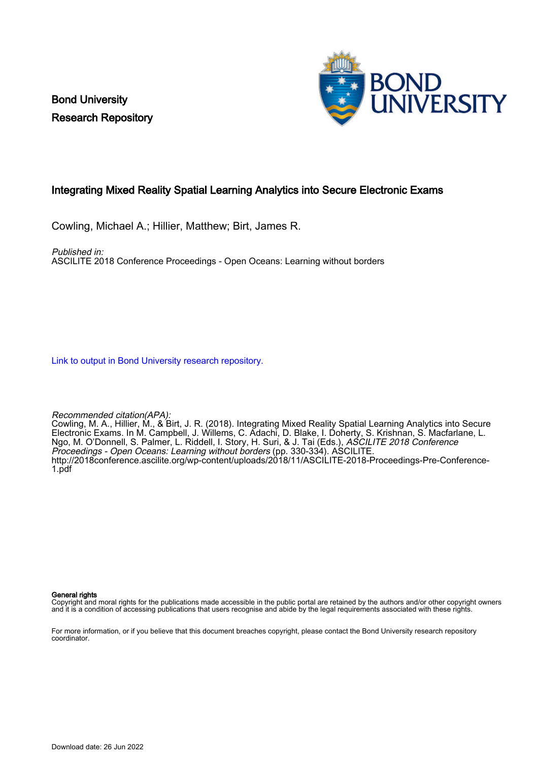Bond University
Research Repository

## Integrating Mixed Reality Spatial Learning Analytics into Secure Electronic Exams

Cowling, Michael A.; Hillier, Matthew; Birt, James R.

*Published in:*
ASCILITE 2018 Conference Proceedings - Open Oceans: Learning without borders

Link to output in Bond University research repository.

*Recommended citation(APA):*
Cowling, M. A., Hillier, M., & Birt, J. R. (2018). Integrating Mixed Reality Spatial Learning Analytics into Secure Electronic Exams. In M. Campbell, J. Willems, C. Adachi, D. Blake, I. Doherty, S. Krishnan, S. Macfarlane, L. Ngo, M. O'Donnell, S. Palmer, L. Riddell, I. Story, H. Suri, & J. Tai (Eds.), *ASCILITE 2018 Conference Proceedings - Open Oceans: Learning without borders* (pp. 330-334). ASCILITE. http://2018conference.ascilite.org/wp-content/uploads/2018/11/ASCILITE-2018-Proceedings-Pre-Conference-1.pdf

**General rights**
Copyright and moral rights for the publications made accessible in the public portal are retained by the authors and/or other copyright owners and it is a condition of accessing publications that users recognise and abide by the legal requirements associated with these rights.

For more information, or if you believe that this document breaches copyright, please contact the Bond University research repository coordinator.

Download date: 26 Jun 2022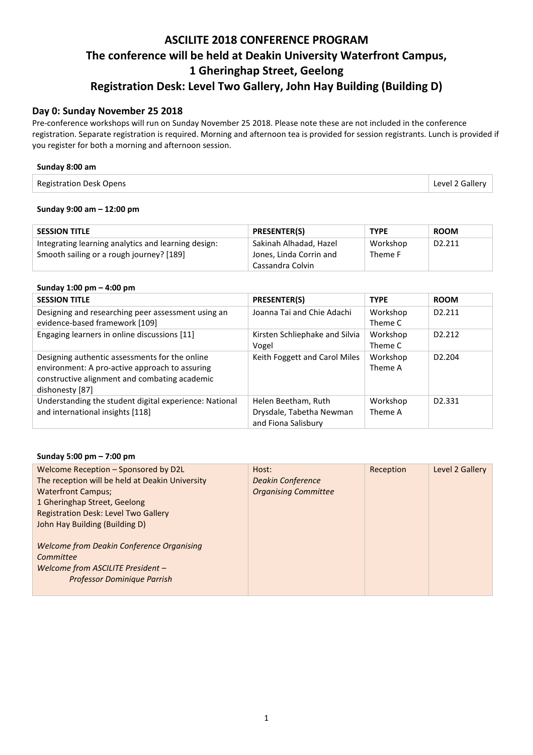# ASCILITE 2018 CONFERENCE PROGRAM
# The conference will be held at Deakin University Waterfront Campus, 1 Gheringhap Street, Geelong
# Registration Desk: Level Two Gallery, John Hay Building (Building D)

## Day 0: Sunday November 25 2018

Pre-conference workshops will run on Sunday November 25 2018. Please note these are not included in the conference registration. Separate registration is required. Morning and afternoon tea is provided for session registrants. Lunch is provided if you register for both a morning and afternoon session.

**Sunday 8:00 am**

| | |
|---|---|
| Registration Desk Opens | Level 2 Gallery |

**Sunday 9:00 am – 12:00 pm**

| SESSION TITLE | PRESENTER(S) | TYPE | ROOM |
|---|---|---|---|
| Integrating learning analytics and learning design: Smooth sailing or a rough journey? [189] | Sakinah Alhadad, Hazel Jones, Linda Corrin and Cassandra Colvin | Workshop Theme F | D2.211 |

**Sunday 1:00 pm – 4:00 pm**

| SESSION TITLE | PRESENTER(S) | TYPE | ROOM |
|---|---|---|---|
| Designing and researching peer assessment using an evidence-based framework [109] | Joanna Tai and Chie Adachi | Workshop Theme C | D2.211 |
| Engaging learners in online discussions [11] | Kirsten Schliephake and Silvia Vogel | Workshop Theme C | D2.212 |
| Designing authentic assessments for the online environment: A pro-active approach to assuring constructive alignment and combating academic dishonesty [87] | Keith Foggett and Carol Miles | Workshop Theme A | D2.204 |
| Understanding the student digital experience: National and international insights [118] | Helen Beetham, Ruth Drysdale, Tabetha Newman and Fiona Salisbury | Workshop Theme A | D2.331 |

**Sunday 5:00 pm – 7:00 pm**

| | | | |
|---|---|---|---|
| Welcome Reception – Sponsored by D2L<br>The reception will be held at Deakin University Waterfront Campus;<br>1 Gheringhap Street, Geelong<br>Registration Desk: Level Two Gallery<br>John Hay Building (Building D)<br><br>*Welcome from Deakin Conference Organising Committee*<br>*Welcome from ASCILITE President – Professor Dominique Parrish* | Host:<br>*Deakin Conference Organising Committee* | Reception | Level 2 Gallery |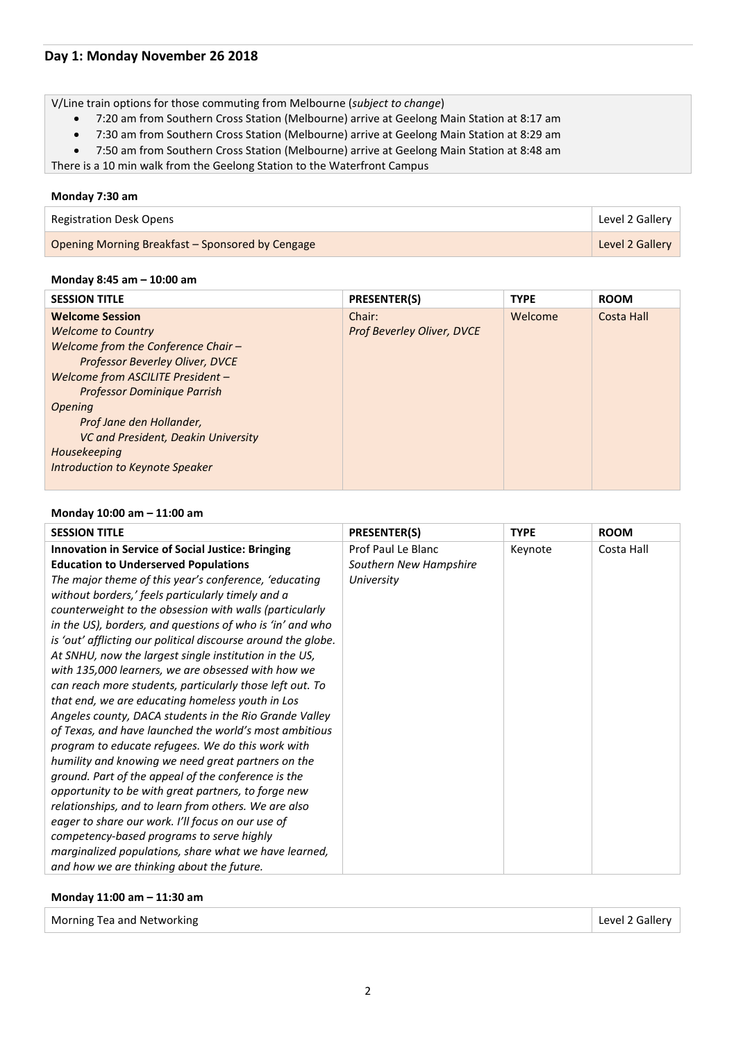## Day 1: Monday November 26 2018

V/Line train options for those commuting from Melbourne (*subject to change*)

- 7:20 am from Southern Cross Station (Melbourne) arrive at Geelong Main Station at 8:17 am
- 7:30 am from Southern Cross Station (Melbourne) arrive at Geelong Main Station at 8:29 am
- 7:50 am from Southern Cross Station (Melbourne) arrive at Geelong Main Station at 8:48 am

There is a 10 min walk from the Geelong Station to the Waterfront Campus

**Monday 7:30 am**

| | |
|---|---|
| Registration Desk Opens | Level 2 Gallery |
| Opening Morning Breakfast – Sponsored by Cengage | Level 2 Gallery |

**Monday 8:45 am – 10:00 am**

| SESSION TITLE | PRESENTER(S) | TYPE | ROOM |
|---|---|---|---|
| **Welcome Session**<br>*Welcome to Country*<br>*Welcome from the Conference Chair – Professor Beverley Oliver, DVCE*<br>*Welcome from ASCILITE President – Professor Dominique Parrish*<br>*Opening*<br>*Prof Jane den Hollander, VC and President, Deakin University*<br>*Housekeeping*<br>*Introduction to Keynote Speaker* | Chair:<br>*Prof Beverley Oliver, DVCE* | Welcome | Costa Hall |

**Monday 10:00 am – 11:00 am**

| SESSION TITLE | PRESENTER(S) | TYPE | ROOM |
|---|---|---|---|
| **Innovation in Service of Social Justice: Bringing Education to Underserved Populations**<br>*The major theme of this year's conference, 'educating without borders,' feels particularly timely and a counterweight to the obsession with walls (particularly in the US), borders, and questions of who is 'in' and who is 'out' afflicting our political discourse around the globe. At SNHU, now the largest single institution in the US, with 135,000 learners, we are obsessed with how we can reach more students, particularly those left out. To that end, we are educating homeless youth in Los Angeles county, DACA students in the Rio Grande Valley of Texas, and have launched the world's most ambitious program to educate refugees. We do this work with humility and knowing we need great partners on the ground. Part of the appeal of the conference is the opportunity to be with great partners, to forge new relationships, and to learn from others. We are also eager to share our work. I'll focus on our use of competency-based programs to serve highly marginalized populations, share what we have learned, and how we are thinking about the future.* | Prof Paul Le Blanc<br>*Southern New Hampshire University* | Keynote | Costa Hall |

**Monday 11:00 am – 11:30 am**

| | |
|---|---|
| Morning Tea and Networking | Level 2 Gallery |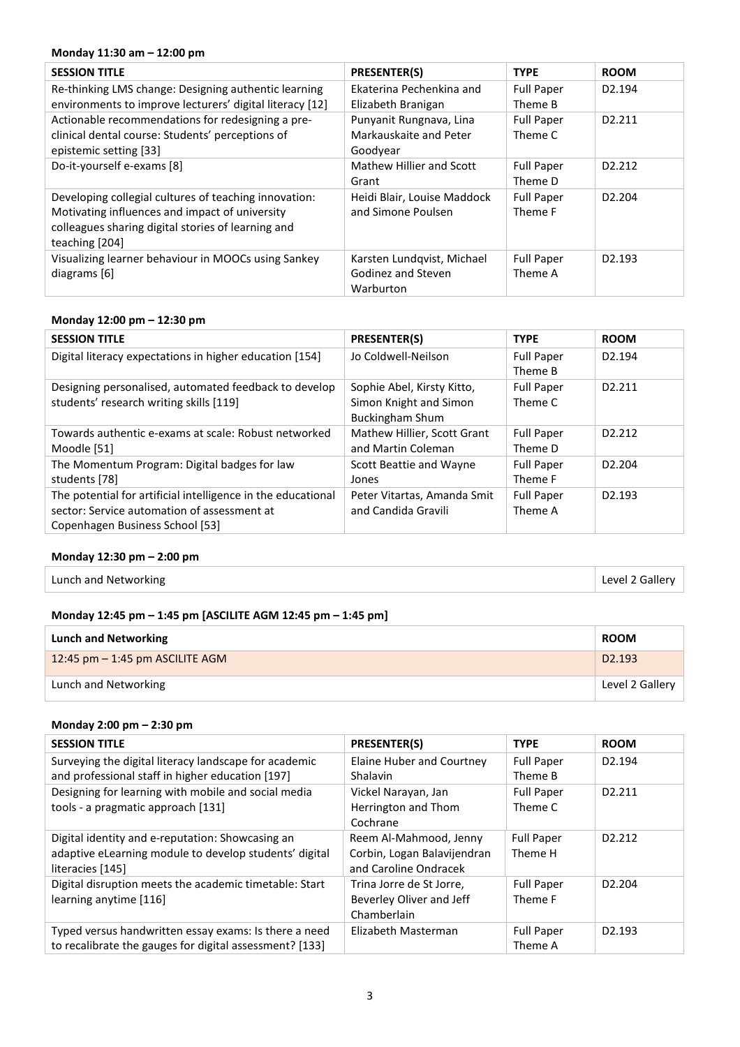**Monday 11:30 am – 12:00 pm**

| SESSION TITLE | PRESENTER(S) | TYPE | ROOM |
|---|---|---|---|
| Re-thinking LMS change: Designing authentic learning environments to improve lecturers' digital literacy [12] | Ekaterina Pechenkina and Elizabeth Branigan | Full Paper Theme B | D2.194 |
| Actionable recommendations for redesigning a pre-clinical dental course: Students' perceptions of epistemic setting [33] | Punyanit Rungnava, Lina Markauskaite and Peter Goodyear | Full Paper Theme C | D2.211 |
| Do-it-yourself e-exams [8] | Mathew Hillier and Scott Grant | Full Paper Theme D | D2.212 |
| Developing collegial cultures of teaching innovation: Motivating influences and impact of university colleagues sharing digital stories of learning and teaching [204] | Heidi Blair, Louise Maddock and Simone Poulsen | Full Paper Theme F | D2.204 |
| Visualizing learner behaviour in MOOCs using Sankey diagrams [6] | Karsten Lundqvist, Michael Godinez and Steven Warburton | Full Paper Theme A | D2.193 |

**Monday 12:00 pm – 12:30 pm**

| SESSION TITLE | PRESENTER(S) | TYPE | ROOM |
|---|---|---|---|
| Digital literacy expectations in higher education [154] | Jo Coldwell-Neilson | Full Paper Theme B | D2.194 |
| Designing personalised, automated feedback to develop students' research writing skills [119] | Sophie Abel, Kirsty Kitto, Simon Knight and Simon Buckingham Shum | Full Paper Theme C | D2.211 |
| Towards authentic e-exams at scale: Robust networked Moodle [51] | Mathew Hillier, Scott Grant and Martin Coleman | Full Paper Theme D | D2.212 |
| The Momentum Program: Digital badges for law students [78] | Scott Beattie and Wayne Jones | Full Paper Theme F | D2.204 |
| The potential for artificial intelligence in the educational sector: Service automation of assessment at Copenhagen Business School [53] | Peter Vitartas, Amanda Smit and Candida Gravili | Full Paper Theme A | D2.193 |

**Monday 12:30 pm – 2:00 pm**

| | |
|---|---|
| Lunch and Networking | Level 2 Gallery |

**Monday 12:45 pm – 1:45 pm [ASCILITE AGM 12:45 pm – 1:45 pm]**

| Lunch and Networking | ROOM |
|---|---|
| 12:45 pm – 1:45 pm ASCILITE AGM | D2.193 |
| Lunch and Networking | Level 2 Gallery |

**Monday 2:00 pm – 2:30 pm**

| SESSION TITLE | PRESENTER(S) | TYPE | ROOM |
|---|---|---|---|
| Surveying the digital literacy landscape for academic and professional staff in higher education [197] | Elaine Huber and Courtney Shalavin | Full Paper Theme B | D2.194 |
| Designing for learning with mobile and social media tools - a pragmatic approach [131] | Vickel Narayan, Jan Herrington and Thom Cochrane | Full Paper Theme C | D2.211 |
| Digital identity and e-reputation: Showcasing an adaptive eLearning module to develop students' digital literacies [145] | Reem Al-Mahmood, Jenny Corbin, Logan Balavijendran and Caroline Ondracek | Full Paper Theme H | D2.212 |
| Digital disruption meets the academic timetable: Start learning anytime [116] | Trina Jorre de St Jorre, Beverley Oliver and Jeff Chamberlain | Full Paper Theme F | D2.204 |
| Typed versus handwritten essay exams: Is there a need to recalibrate the gauges for digital assessment? [133] | Elizabeth Masterman | Full Paper Theme A | D2.193 |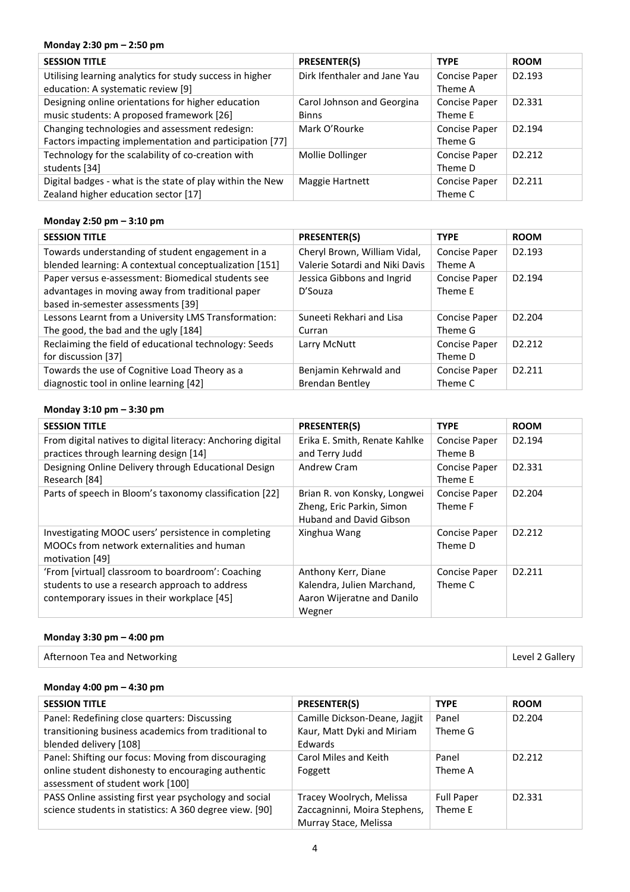**Monday 2:30 pm – 2:50 pm**

| SESSION TITLE | PRESENTER(S) | TYPE | ROOM |
|---|---|---|---|
| Utilising learning analytics for study success in higher education: A systematic review [9] | Dirk Ifenthaler and Jane Yau | Concise Paper Theme A | D2.193 |
| Designing online orientations for higher education music students: A proposed framework [26] | Carol Johnson and Georgina Binns | Concise Paper Theme E | D2.331 |
| Changing technologies and assessment redesign: Factors impacting implementation and participation [77] | Mark O'Rourke | Concise Paper Theme G | D2.194 |
| Technology for the scalability of co-creation with students [34] | Mollie Dollinger | Concise Paper Theme D | D2.212 |
| Digital badges - what is the state of play within the New Zealand higher education sector [17] | Maggie Hartnett | Concise Paper Theme C | D2.211 |

**Monday 2:50 pm – 3:10 pm**

| SESSION TITLE | PRESENTER(S) | TYPE | ROOM |
|---|---|---|---|
| Towards understanding of student engagement in a blended learning: A contextual conceptualization [151] | Cheryl Brown, William Vidal, Valerie Sotardi and Niki Davis | Concise Paper Theme A | D2.193 |
| Paper versus e-assessment: Biomedical students see advantages in moving away from traditional paper based in-semester assessments [39] | Jessica Gibbons and Ingrid D'Souza | Concise Paper Theme E | D2.194 |
| Lessons Learnt from a University LMS Transformation: The good, the bad and the ugly [184] | Suneeti Rekhari and Lisa Curran | Concise Paper Theme G | D2.204 |
| Reclaiming the field of educational technology: Seeds for discussion [37] | Larry McNutt | Concise Paper Theme D | D2.212 |
| Towards the use of Cognitive Load Theory as a diagnostic tool in online learning [42] | Benjamin Kehrwald and Brendan Bentley | Concise Paper Theme C | D2.211 |

**Monday 3:10 pm – 3:30 pm**

| SESSION TITLE | PRESENTER(S) | TYPE | ROOM |
|---|---|---|---|
| From digital natives to digital literacy: Anchoring digital practices through learning design [14] | Erika E. Smith, Renate Kahlke and Terry Judd | Concise Paper Theme B | D2.194 |
| Designing Online Delivery through Educational Design Research [84] | Andrew Cram | Concise Paper Theme E | D2.331 |
| Parts of speech in Bloom's taxonomy classification [22] | Brian R. von Konsky, Longwei Zheng, Eric Parkin, Simon Huband and David Gibson | Concise Paper Theme F | D2.204 |
| Investigating MOOC users' persistence in completing MOOCs from network externalities and human motivation [49] | Xinghua Wang | Concise Paper Theme D | D2.212 |
| 'From [virtual] classroom to boardroom': Coaching students to use a research approach to address contemporary issues in their workplace [45] | Anthony Kerr, Diane Kalendra, Julien Marchand, Aaron Wijeratne and Danilo Wegner | Concise Paper Theme C | D2.211 |

**Monday 3:30 pm – 4:00 pm**

| | |
|---|---|
| Afternoon Tea and Networking | Level 2 Gallery |

**Monday 4:00 pm – 4:30 pm**

| SESSION TITLE | PRESENTER(S) | TYPE | ROOM |
|---|---|---|---|
| Panel: Redefining close quarters: Discussing transitioning business academics from traditional to blended delivery [108] | Camille Dickson-Deane, Jagjit Kaur, Matt Dyki and Miriam Edwards | Panel Theme G | D2.204 |
| Panel: Shifting our focus: Moving from discouraging online student dishonesty to encouraging authentic assessment of student work [100] | Carol Miles and Keith Foggett | Panel Theme A | D2.212 |
| PASS Online assisting first year psychology and social science students in statistics: A 360 degree view. [90] | Tracey Woolrych, Melissa Zaccagninni, Moira Stephens, Murray Stace, Melissa | Full Paper Theme E | D2.331 |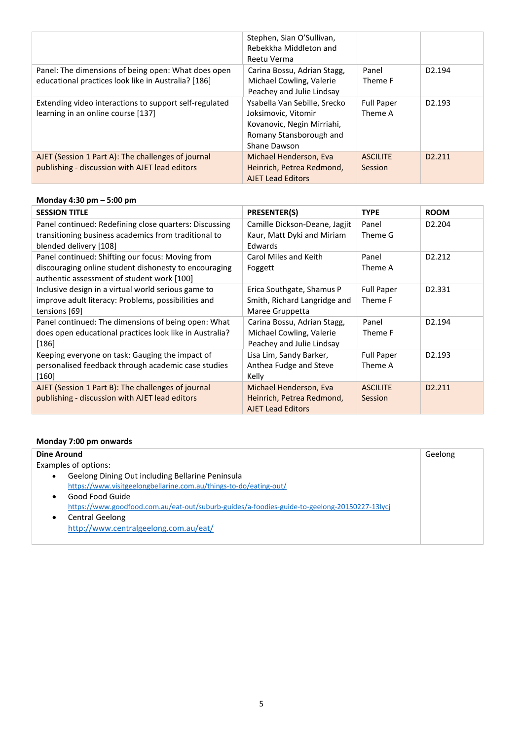| | | | |
|---|---|---|---|
| | Stephen, Sian O'Sullivan, Rebekkha Middleton and Reetu Verma | | |
| Panel: The dimensions of being open: What does open educational practices look like in Australia? [186] | Carina Bossu, Adrian Stagg, Michael Cowling, Valerie Peachey and Julie Lindsay | Panel Theme F | D2.194 |
| Extending video interactions to support self-regulated learning in an online course [137] | Ysabella Van Sebille, Srecko Joksimovic, Vitomir Kovanovic, Negin Mirriahi, Romany Stansborough and Shane Dawson | Full Paper Theme A | D2.193 |
| AJET (Session 1 Part A): The challenges of journal publishing - discussion with AJET lead editors | Michael Henderson, Eva Heinrich, Petrea Redmond, AJET Lead Editors | ASCILITE Session | D2.211 |

**Monday 4:30 pm – 5:00 pm**

| SESSION TITLE | PRESENTER(S) | TYPE | ROOM |
|---|---|---|---|
| Panel continued: Redefining close quarters: Discussing transitioning business academics from traditional to blended delivery [108] | Camille Dickson-Deane, Jagjit Kaur, Matt Dyki and Miriam Edwards | Panel Theme G | D2.204 |
| Panel continued: Shifting our focus: Moving from discouraging online student dishonesty to encouraging authentic assessment of student work [100] | Carol Miles and Keith Foggett | Panel Theme A | D2.212 |
| Inclusive design in a virtual world serious game to improve adult literacy: Problems, possibilities and tensions [69] | Erica Southgate, Shamus P Smith, Richard Langridge and Maree Gruppetta | Full Paper Theme F | D2.331 |
| Panel continued: The dimensions of being open: What does open educational practices look like in Australia? [186] | Carina Bossu, Adrian Stagg, Michael Cowling, Valerie Peachey and Julie Lindsay | Panel Theme F | D2.194 |
| Keeping everyone on task: Gauging the impact of personalised feedback through academic case studies [160] | Lisa Lim, Sandy Barker, Anthea Fudge and Steve Kelly | Full Paper Theme A | D2.193 |
| AJET (Session 1 Part B): The challenges of journal publishing - discussion with AJET lead editors | Michael Henderson, Eva Heinrich, Petrea Redmond, AJET Lead Editors | ASCILITE Session | D2.211 |

**Monday 7:00 pm onwards**

| | |
|---|---|
| **Dine Around**<br>Examples of options:<br>• Geelong Dining Out including Bellarine Peninsula https://www.visitgeelongbellarine.com.au/things-to-do/eating-out/<br>• Good Food Guide https://www.goodfood.com.au/eat-out/suburb-guides/a-foodies-guide-to-geelong-20150227-13lycj<br>• Central Geelong http://www.centralgeelong.com.au/eat/ | Geelong |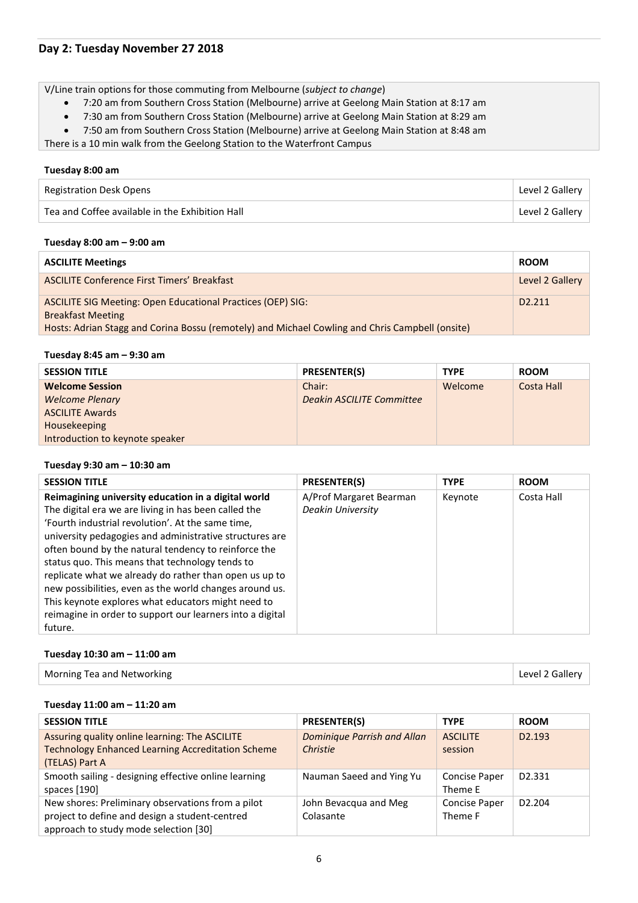## Day 2: Tuesday November 27 2018

V/Line train options for those commuting from Melbourne (*subject to change*)

- 7:20 am from Southern Cross Station (Melbourne) arrive at Geelong Main Station at 8:17 am
- 7:30 am from Southern Cross Station (Melbourne) arrive at Geelong Main Station at 8:29 am
- 7:50 am from Southern Cross Station (Melbourne) arrive at Geelong Main Station at 8:48 am

There is a 10 min walk from the Geelong Station to the Waterfront Campus

**Tuesday 8:00 am**

| | |
|---|---|
| Registration Desk Opens | Level 2 Gallery |
| Tea and Coffee available in the Exhibition Hall | Level 2 Gallery |

**Tuesday 8:00 am – 9:00 am**

| ASCILITE Meetings | ROOM |
|---|---|
| ASCILITE Conference First Timers' Breakfast | Level 2 Gallery |
| ASCILITE SIG Meeting: Open Educational Practices (OEP) SIG: Breakfast Meeting<br>Hosts: Adrian Stagg and Corina Bossu (remotely) and Michael Cowling and Chris Campbell (onsite) | D2.211 |

**Tuesday 8:45 am – 9:30 am**

| SESSION TITLE | PRESENTER(S) | TYPE | ROOM |
|---|---|---|---|
| **Welcome Session**<br>*Welcome Plenary*<br>ASCILITE Awards<br>Housekeeping<br>Introduction to keynote speaker | Chair:<br>*Deakin ASCILITE Committee* | Welcome | Costa Hall |

**Tuesday 9:30 am – 10:30 am**

| SESSION TITLE | PRESENTER(S) | TYPE | ROOM |
|---|---|---|---|
| **Reimagining university education in a digital world**<br>The digital era we are living in has been called the 'Fourth industrial revolution'. At the same time, university pedagogies and administrative structures are often bound by the natural tendency to reinforce the status quo. This means that technology tends to replicate what we already do rather than open us up to new possibilities, even as the world changes around us. This keynote explores what educators might need to reimagine in order to support our learners into a digital future. | A/Prof Margaret Bearman<br>*Deakin University* | Keynote | Costa Hall |

**Tuesday 10:30 am – 11:00 am**

| | |
|---|---|
| Morning Tea and Networking | Level 2 Gallery |

**Tuesday 11:00 am – 11:20 am**

| SESSION TITLE | PRESENTER(S) | TYPE | ROOM |
|---|---|---|---|
| Assuring quality online learning: The ASCILITE Technology Enhanced Learning Accreditation Scheme (TELAS) Part A | *Dominique Parrish and Allan Christie* | ASCILITE session | D2.193 |
| Smooth sailing - designing effective online learning spaces [190] | Nauman Saeed and Ying Yu | Concise Paper Theme E | D2.331 |
| New shores: Preliminary observations from a pilot project to define and design a student-centred approach to study mode selection [30] | John Bevacqua and Meg Colasante | Concise Paper Theme F | D2.204 |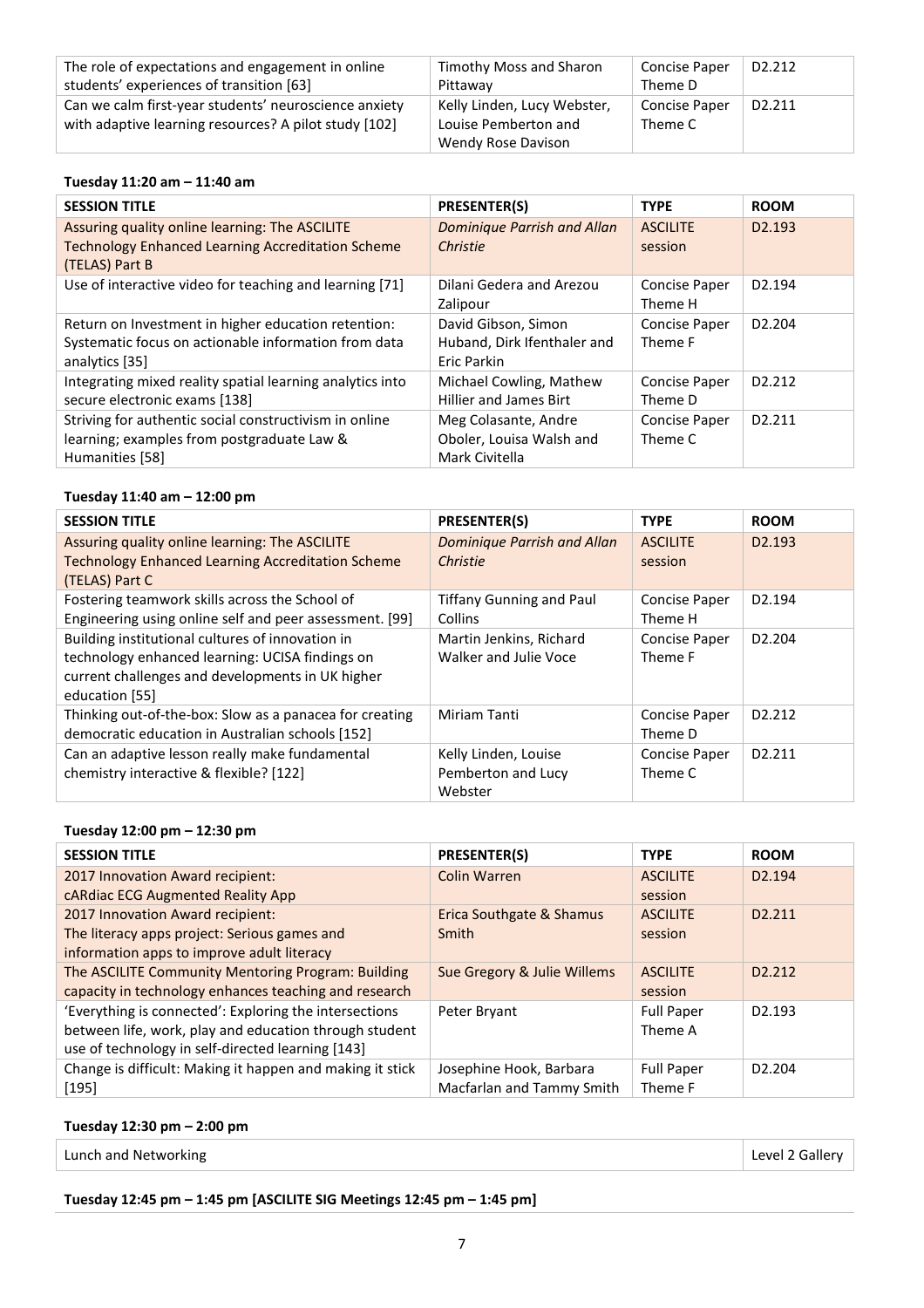| | | | |
|---|---|---|---|
| The role of expectations and engagement in online students' experiences of transition [63] | Timothy Moss and Sharon Pittaway | Concise Paper Theme D | D2.212 |
| Can we calm first-year students' neuroscience anxiety with adaptive learning resources? A pilot study [102] | Kelly Linden, Lucy Webster, Louise Pemberton and Wendy Rose Davison | Concise Paper Theme C | D2.211 |

**Tuesday 11:20 am – 11:40 am**

| SESSION TITLE | PRESENTER(S) | TYPE | ROOM |
|---|---|---|---|
| Assuring quality online learning: The ASCILITE Technology Enhanced Learning Accreditation Scheme (TELAS) Part B | *Dominique Parrish and Allan Christie* | ASCILITE session | D2.193 |
| Use of interactive video for teaching and learning [71] | Dilani Gedera and Arezou Zalipour | Concise Paper Theme H | D2.194 |
| Return on Investment in higher education retention: Systematic focus on actionable information from data analytics [35] | David Gibson, Simon Huband, Dirk Ifenthaler and Eric Parkin | Concise Paper Theme F | D2.204 |
| Integrating mixed reality spatial learning analytics into secure electronic exams [138] | Michael Cowling, Mathew Hillier and James Birt | Concise Paper Theme D | D2.212 |
| Striving for authentic social constructivism in online learning; examples from postgraduate Law & Humanities [58] | Meg Colasante, Andre Oboler, Louisa Walsh and Mark Civitella | Concise Paper Theme C | D2.211 |

**Tuesday 11:40 am – 12:00 pm**

| SESSION TITLE | PRESENTER(S) | TYPE | ROOM |
|---|---|---|---|
| Assuring quality online learning: The ASCILITE Technology Enhanced Learning Accreditation Scheme (TELAS) Part C | *Dominique Parrish and Allan Christie* | ASCILITE session | D2.193 |
| Fostering teamwork skills across the School of Engineering using online self and peer assessment. [99] | Tiffany Gunning and Paul Collins | Concise Paper Theme H | D2.194 |
| Building institutional cultures of innovation in technology enhanced learning: UCISA findings on current challenges and developments in UK higher education [55] | Martin Jenkins, Richard Walker and Julie Voce | Concise Paper Theme F | D2.204 |
| Thinking out-of-the-box: Slow as a panacea for creating democratic education in Australian schools [152] | Miriam Tanti | Concise Paper Theme D | D2.212 |
| Can an adaptive lesson really make fundamental chemistry interactive & flexible? [122] | Kelly Linden, Louise Pemberton and Lucy Webster | Concise Paper Theme C | D2.211 |

**Tuesday 12:00 pm – 12:30 pm**

| SESSION TITLE | PRESENTER(S) | TYPE | ROOM |
|---|---|---|---|
| 2017 Innovation Award recipient: cARdiac ECG Augmented Reality App | Colin Warren | ASCILITE session | D2.194 |
| 2017 Innovation Award recipient: The literacy apps project: Serious games and information apps to improve adult literacy | Erica Southgate & Shamus Smith | ASCILITE session | D2.211 |
| The ASCILITE Community Mentoring Program: Building capacity in technology enhances teaching and research | Sue Gregory & Julie Willems | ASCILITE session | D2.212 |
| 'Everything is connected': Exploring the intersections between life, work, play and education through student use of technology in self-directed learning [143] | Peter Bryant | Full Paper Theme A | D2.193 |
| Change is difficult: Making it happen and making it stick [195] | Josephine Hook, Barbara Macfarlan and Tammy Smith | Full Paper Theme F | D2.204 |

**Tuesday 12:30 pm – 2:00 pm**

| | |
|---|---|
| Lunch and Networking | Level 2 Gallery |

**Tuesday 12:45 pm – 1:45 pm [ASCILITE SIG Meetings 12:45 pm – 1:45 pm]**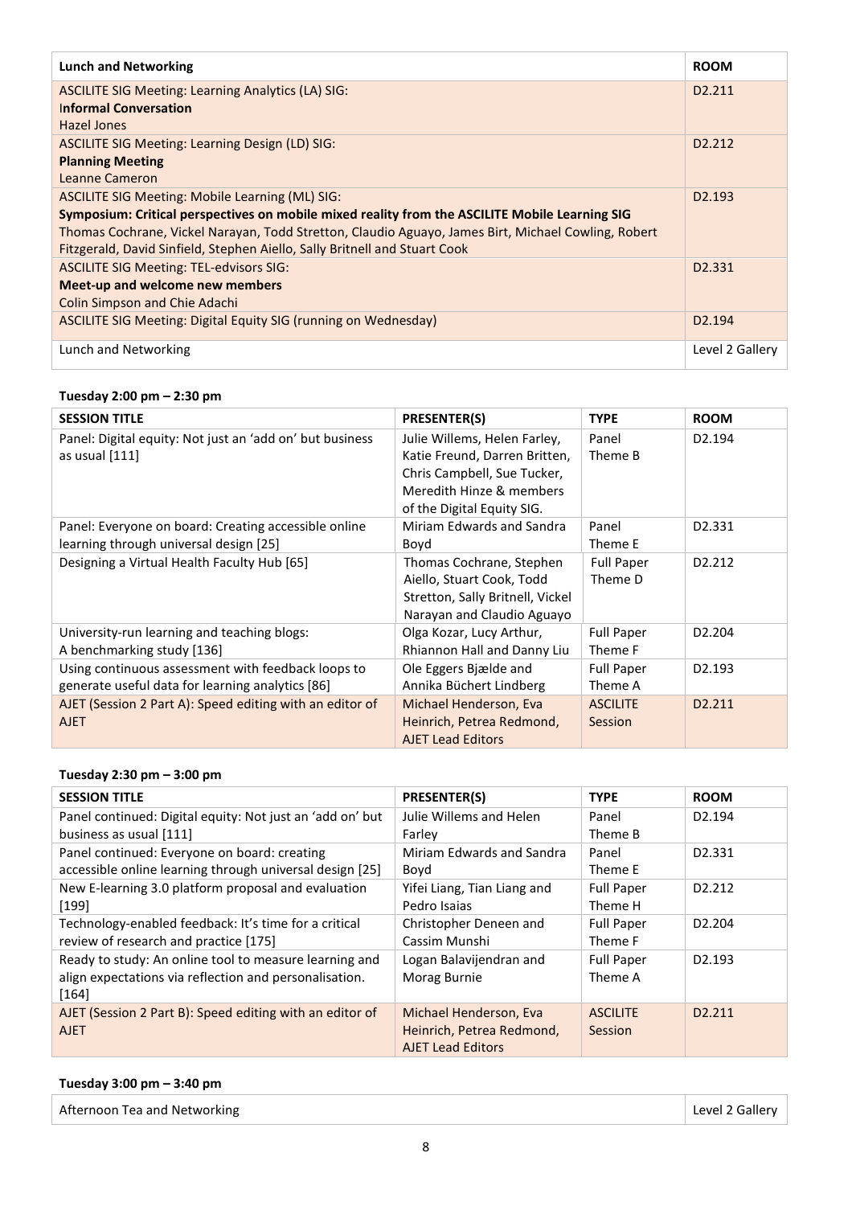| Lunch and Networking | ROOM |
|---|---|
| ASCILITE SIG Meeting: Learning Analytics (LA) SIG: **Informal Conversation** Hazel Jones | D2.211 |
| ASCILITE SIG Meeting: Learning Design (LD) SIG: **Planning Meeting** Leanne Cameron | D2.212 |
| ASCILITE SIG Meeting: Mobile Learning (ML) SIG: **Symposium: Critical perspectives on mobile mixed reality from the ASCILITE Mobile Learning SIG** Thomas Cochrane, Vickel Narayan, Todd Stretton, Claudio Aguayo, James Birt, Michael Cowling, Robert Fitzgerald, David Sinfield, Stephen Aiello, Sally Britnell and Stuart Cook | D2.193 |
| ASCILITE SIG Meeting: TEL-advisors SIG: **Meet-up and welcome new members** Colin Simpson and Chie Adachi | D2.331 |
| ASCILITE SIG Meeting: Digital Equity SIG (running on Wednesday) | D2.194 |
| Lunch and Networking | Level 2 Gallery |

### Tuesday 2:00 pm – 2:30 pm

| SESSION TITLE | PRESENTER(S) | TYPE | ROOM |
|---|---|---|---|
| Panel: Digital equity: Not just an 'add on' but business as usual [111] | Julie Willems, Helen Farley, Katie Freund, Darren Britten, Chris Campbell, Sue Tucker, Meredith Hinze & members of the Digital Equity SIG. | Panel Theme B | D2.194 |
| Panel: Everyone on board: Creating accessible online learning through universal design [25] | Miriam Edwards and Sandra Boyd | Panel Theme E | D2.331 |
| Designing a Virtual Health Faculty Hub [65] | Thomas Cochrane, Stephen Aiello, Stuart Cook, Todd Stretton, Sally Britnell, Vickel Narayan and Claudio Aguayo | Full Paper Theme D | D2.212 |
| University-run learning and teaching blogs: A benchmarking study [136] | Olga Kozar, Lucy Arthur, Rhiannon Hall and Danny Liu | Full Paper Theme F | D2.204 |
| Using continuous assessment with feedback loops to generate useful data for learning analytics [86] | Ole Eggers Bjælde and Annika Büchert Lindberg | Full Paper Theme A | D2.193 |
| AJET (Session 2 Part A): Speed editing with an editor of AJET | Michael Henderson, Eva Heinrich, Petrea Redmond, AJET Lead Editors | ASCILITE Session | D2.211 |

### Tuesday 2:30 pm – 3:00 pm

| SESSION TITLE | PRESENTER(S) | TYPE | ROOM |
|---|---|---|---|
| Panel continued: Digital equity: Not just an 'add on' but business as usual [111] | Julie Willems and Helen Farley | Panel Theme B | D2.194 |
| Panel continued: Everyone on board: creating accessible online learning through universal design [25] | Miriam Edwards and Sandra Boyd | Panel Theme E | D2.331 |
| New E-learning 3.0 platform proposal and evaluation [199] | Yifei Liang, Tian Liang and Pedro Isaias | Full Paper Theme H | D2.212 |
| Technology-enabled feedback: It's time for a critical review of research and practice [175] | Christopher Deneen and Cassim Munshi | Full Paper Theme F | D2.204 |
| Ready to study: An online tool to measure learning and align expectations via reflection and personalisation. [164] | Logan Balavijendran and Morag Burnie | Full Paper Theme A | D2.193 |
| AJET (Session 2 Part B): Speed editing with an editor of AJET | Michael Henderson, Eva Heinrich, Petrea Redmond, AJET Lead Editors | ASCILITE Session | D2.211 |

### Tuesday 3:00 pm – 3:40 pm

| | |
|---|---|
| Afternoon Tea and Networking | Level 2 Gallery |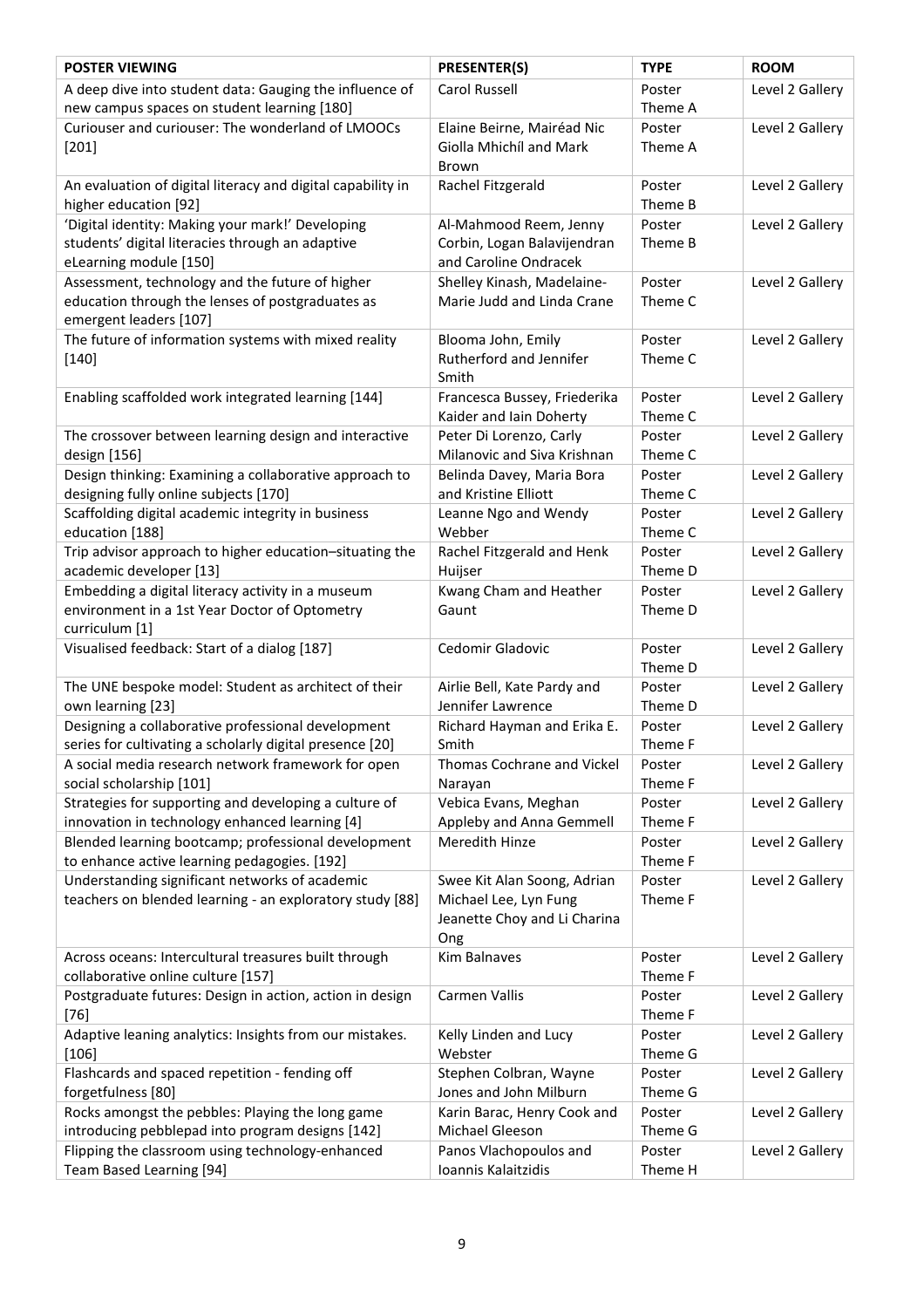| POSTER VIEWING | PRESENTER(S) | TYPE | ROOM |
|---|---|---|---|
| A deep dive into student data: Gauging the influence of new campus spaces on student learning [180] | Carol Russell | Poster Theme A | Level 2 Gallery |
| Curiouser and curiouser: The wonderland of LMOOCs [201] | Elaine Beirne, Mairéad Nic Giolla Mhichíl and Mark Brown | Poster Theme A | Level 2 Gallery |
| An evaluation of digital literacy and digital capability in higher education [92] | Rachel Fitzgerald | Poster Theme B | Level 2 Gallery |
| 'Digital identity: Making your mark!' Developing students' digital literacies through an adaptive eLearning module [150] | Al-Mahmood Reem, Jenny Corbin, Logan Balavijendran and Caroline Ondracek | Poster Theme B | Level 2 Gallery |
| Assessment, technology and the future of higher education through the lenses of postgraduates as emergent leaders [107] | Shelley Kinash, Madelaine-Marie Judd and Linda Crane | Poster Theme C | Level 2 Gallery |
| The future of information systems with mixed reality [140] | Blooma John, Emily Rutherford and Jennifer Smith | Poster Theme C | Level 2 Gallery |
| Enabling scaffolded work integrated learning [144] | Francesca Bussey, Friederika Kaider and Iain Doherty | Poster Theme C | Level 2 Gallery |
| The crossover between learning design and interactive design [156] | Peter Di Lorenzo, Carly Milanovic and Siva Krishnan | Poster Theme C | Level 2 Gallery |
| Design thinking: Examining a collaborative approach to designing fully online subjects [170] | Belinda Davey, Maria Bora and Kristine Elliott | Poster Theme C | Level 2 Gallery |
| Scaffolding digital academic integrity in business education [188] | Leanne Ngo and Wendy Webber | Poster Theme C | Level 2 Gallery |
| Trip advisor approach to higher education–situating the academic developer [13] | Rachel Fitzgerald and Henk Huijser | Poster Theme D | Level 2 Gallery |
| Embedding a digital literacy activity in a museum environment in a 1st Year Doctor of Optometry curriculum [1] | Kwang Cham and Heather Gaunt | Poster Theme D | Level 2 Gallery |
| Visualised feedback: Start of a dialog [187] | Cedomir Gladovic | Poster Theme D | Level 2 Gallery |
| The UNE bespoke model: Student as architect of their own learning [23] | Airlie Bell, Kate Pardy and Jennifer Lawrence | Poster Theme D | Level 2 Gallery |
| Designing a collaborative professional development series for cultivating a scholarly digital presence [20] | Richard Hayman and Erika E. Smith | Poster Theme F | Level 2 Gallery |
| A social media research network framework for open social scholarship [101] | Thomas Cochrane and Vickel Narayan | Poster Theme F | Level 2 Gallery |
| Strategies for supporting and developing a culture of innovation in technology enhanced learning [4] | Vebica Evans, Meghan Appleby and Anna Gemmell | Poster Theme F | Level 2 Gallery |
| Blended learning bootcamp; professional development to enhance active learning pedagogies. [192] | Meredith Hinze | Poster Theme F | Level 2 Gallery |
| Understanding significant networks of academic teachers on blended learning - an exploratory study [88] | Swee Kit Alan Soong, Adrian Michael Lee, Lyn Fung Jeanette Choy and Li Charina Ong | Poster Theme F | Level 2 Gallery |
| Across oceans: Intercultural treasures built through collaborative online culture [157] | Kim Balnaves | Poster Theme F | Level 2 Gallery |
| Postgraduate futures: Design in action, action in design [76] | Carmen Vallis | Poster Theme F | Level 2 Gallery |
| Adaptive leaning analytics: Insights from our mistakes. [106] | Kelly Linden and Lucy Webster | Poster Theme G | Level 2 Gallery |
| Flashcards and spaced repetition - fending off forgetfulness [80] | Stephen Colbran, Wayne Jones and John Milburn | Poster Theme G | Level 2 Gallery |
| Rocks amongst the pebbles: Playing the long game introducing pebblepad into program designs [142] | Karin Barac, Henry Cook and Michael Gleeson | Poster Theme G | Level 2 Gallery |
| Flipping the classroom using technology-enhanced Team Based Learning [94] | Panos Vlachopoulos and Ioannis Kalaitzidis | Poster Theme H | Level 2 Gallery |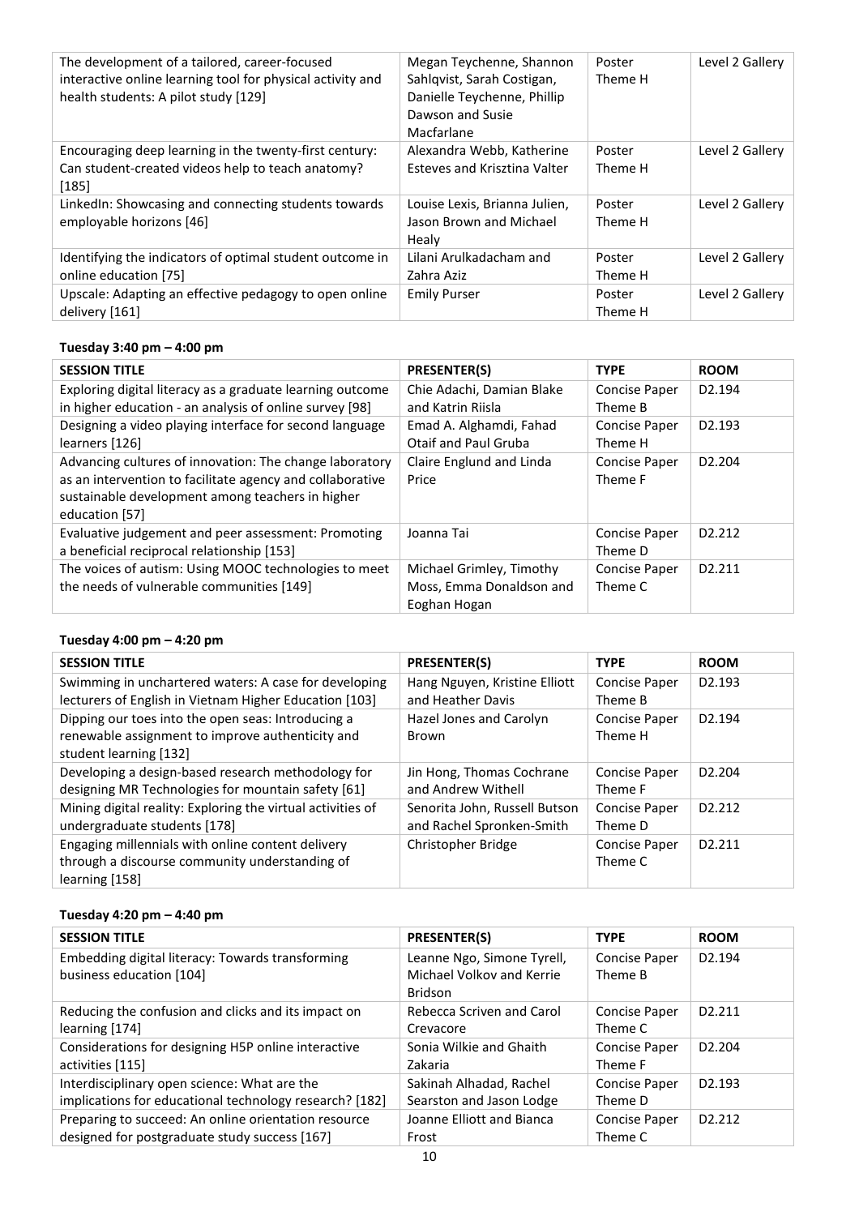| | | | |
|---|---|---|---|
| The development of a tailored, career-focused interactive online learning tool for physical activity and health students: A pilot study [129] | Megan Teychenne, Shannon Sahlqvist, Sarah Costigan, Danielle Teychenne, Phillip Dawson and Susie Macfarlane | Poster Theme H | Level 2 Gallery |
| Encouraging deep learning in the twenty-first century: Can student-created videos help to teach anatomy? [185] | Alexandra Webb, Katherine Esteves and Krisztina Valter | Poster Theme H | Level 2 Gallery |
| LinkedIn: Showcasing and connecting students towards employable horizons [46] | Louise Lexis, Brianna Julien, Jason Brown and Michael Healy | Poster Theme H | Level 2 Gallery |
| Identifying the indicators of optimal student outcome in online education [75] | Lilani Arulkadacham and Zahra Aziz | Poster Theme H | Level 2 Gallery |
| Upscale: Adapting an effective pedagogy to open online delivery [161] | Emily Purser | Poster Theme H | Level 2 Gallery |

**Tuesday 3:40 pm – 4:00 pm**

| SESSION TITLE | PRESENTER(S) | TYPE | ROOM |
|---|---|---|---|
| Exploring digital literacy as a graduate learning outcome in higher education - an analysis of online survey [98] | Chie Adachi, Damian Blake and Katrin Riisla | Concise Paper Theme B | D2.194 |
| Designing a video playing interface for second language learners [126] | Emad A. Alghamdi, Fahad Otaif and Paul Gruba | Concise Paper Theme H | D2.193 |
| Advancing cultures of innovation: The change laboratory as an intervention to facilitate agency and collaborative sustainable development among teachers in higher education [57] | Claire Englund and Linda Price | Concise Paper Theme F | D2.204 |
| Evaluative judgement and peer assessment: Promoting a beneficial reciprocal relationship [153] | Joanna Tai | Concise Paper Theme D | D2.212 |
| The voices of autism: Using MOOC technologies to meet the needs of vulnerable communities [149] | Michael Grimley, Timothy Moss, Emma Donaldson and Eoghan Hogan | Concise Paper Theme C | D2.211 |

**Tuesday 4:00 pm – 4:20 pm**

| SESSION TITLE | PRESENTER(S) | TYPE | ROOM |
|---|---|---|---|
| Swimming in unchartered waters: A case for developing lecturers of English in Vietnam Higher Education [103] | Hang Nguyen, Kristine Elliott and Heather Davis | Concise Paper Theme B | D2.193 |
| Dipping our toes into the open seas: Introducing a renewable assignment to improve authenticity and student learning [132] | Hazel Jones and Carolyn Brown | Concise Paper Theme H | D2.194 |
| Developing a design-based research methodology for designing MR Technologies for mountain safety [61] | Jin Hong, Thomas Cochrane and Andrew Withell | Concise Paper Theme F | D2.204 |
| Mining digital reality: Exploring the virtual activities of undergraduate students [178] | Senorita John, Russell Butson and Rachel Spronken-Smith | Concise Paper Theme D | D2.212 |
| Engaging millennials with online content delivery through a discourse community understanding of learning [158] | Christopher Bridge | Concise Paper Theme C | D2.211 |

**Tuesday 4:20 pm – 4:40 pm**

| SESSION TITLE | PRESENTER(S) | TYPE | ROOM |
|---|---|---|---|
| Embedding digital literacy: Towards transforming business education [104] | Leanne Ngo, Simone Tyrell, Michael Volkov and Kerrie Bridson | Concise Paper Theme B | D2.194 |
| Reducing the confusion and clicks and its impact on learning [174] | Rebecca Scriven and Carol Crevacore | Concise Paper Theme C | D2.211 |
| Considerations for designing H5P online interactive activities [115] | Sonia Wilkie and Ghaith Zakaria | Concise Paper Theme F | D2.204 |
| Interdisciplinary open science: What are the implications for educational technology research? [182] | Sakinah Alhadad, Rachel Searston and Jason Lodge | Concise Paper Theme D | D2.193 |
| Preparing to succeed: An online orientation resource designed for postgraduate study success [167] | Joanne Elliott and Bianca Frost | Concise Paper Theme C | D2.212 |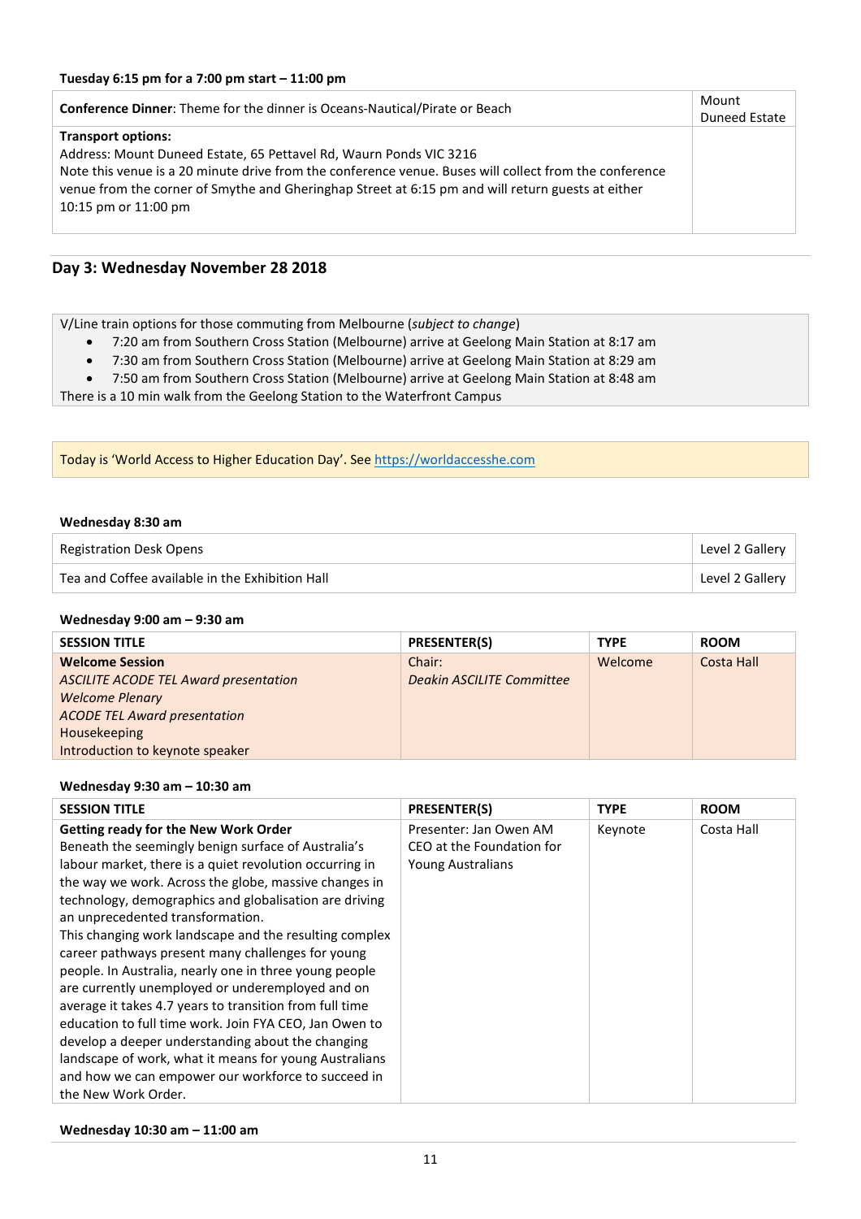**Tuesday 6:15 pm for a 7:00 pm start – 11:00 pm**

| | |
|---|---|
| **Conference Dinner**: Theme for the dinner is Oceans-Nautical/Pirate or Beach | Mount Duneed Estate |
| **Transport options:**<br>Address: Mount Duneed Estate, 65 Pettavel Rd, Waurn Ponds VIC 3216<br>Note this venue is a 20 minute drive from the conference venue. Buses will collect from the conference venue from the corner of Smythe and Gheringhap Street at 6:15 pm and will return guests at either 10:15 pm or 11:00 pm | |

## Day 3: Wednesday November 28 2018

V/Line train options for those commuting from Melbourne (*subject to change*)

- 7:20 am from Southern Cross Station (Melbourne) arrive at Geelong Main Station at 8:17 am
- 7:30 am from Southern Cross Station (Melbourne) arrive at Geelong Main Station at 8:29 am
- 7:50 am from Southern Cross Station (Melbourne) arrive at Geelong Main Station at 8:48 am

There is a 10 min walk from the Geelong Station to the Waterfront Campus

Today is 'World Access to Higher Education Day'. See https://worldaccesshe.com

**Wednesday 8:30 am**

| | |
|---|---|
| Registration Desk Opens | Level 2 Gallery |
| Tea and Coffee available in the Exhibition Hall | Level 2 Gallery |

**Wednesday 9:00 am – 9:30 am**

| SESSION TITLE | PRESENTER(S) | TYPE | ROOM |
|---|---|---|---|
| **Welcome Session**<br>*ASCILITE ACODE TEL Award presentation*<br>*Welcome Plenary*<br>*ACODE TEL Award presentation*<br>Housekeeping<br>Introduction to keynote speaker | Chair:<br>*Deakin ASCILITE Committee* | Welcome | Costa Hall |

**Wednesday 9:30 am – 10:30 am**

| SESSION TITLE | PRESENTER(S) | TYPE | ROOM |
|---|---|---|---|
| **Getting ready for the New Work Order**<br>Beneath the seemingly benign surface of Australia's labour market, there is a quiet revolution occurring in the way we work. Across the globe, massive changes in technology, demographics and globalisation are driving an unprecedented transformation.<br>This changing work landscape and the resulting complex career pathways present many challenges for young people. In Australia, nearly one in three young people are currently unemployed or underemployed and on average it takes 4.7 years to transition from full time education to full time work. Join FYA CEO, Jan Owen to develop a deeper understanding about the changing landscape of work, what it means for young Australians and how we can empower our workforce to succeed in the New Work Order. | Presenter: Jan Owen AM<br>CEO at the Foundation for Young Australians | Keynote | Costa Hall |

**Wednesday 10:30 am – 11:00 am**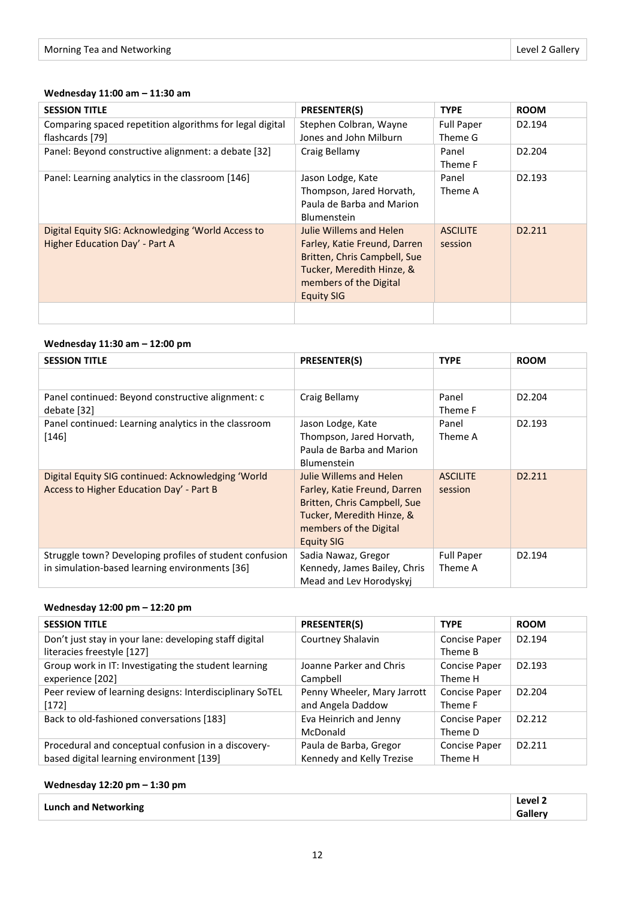| | |
|---|---|
| Morning Tea and Networking | Level 2 Gallery |

**Wednesday 11:00 am – 11:30 am**

| SESSION TITLE | PRESENTER(S) | TYPE | ROOM |
|---|---|---|---|
| Comparing spaced repetition algorithms for legal digital flashcards [79] | Stephen Colbran, Wayne Jones and John Milburn | Full Paper Theme G | D2.194 |
| Panel: Beyond constructive alignment: a debate [32] | Craig Bellamy | Panel Theme F | D2.204 |
| Panel: Learning analytics in the classroom [146] | Jason Lodge, Kate Thompson, Jared Horvath, Paula de Barba and Marion Blumenstein | Panel Theme A | D2.193 |
| Digital Equity SIG: Acknowledging 'World Access to Higher Education Day' - Part A | Julie Willems and Helen Farley, Katie Freund, Darren Britten, Chris Campbell, Sue Tucker, Meredith Hinze, & members of the Digital Equity SIG | ASCILITE session | D2.211 |
| | | | |

**Wednesday 11:30 am – 12:00 pm**

| SESSION TITLE | PRESENTER(S) | TYPE | ROOM |
|---|---|---|---|
| | | | |
| Panel continued: Beyond constructive alignment: c debate [32] | Craig Bellamy | Panel Theme F | D2.204 |
| Panel continued: Learning analytics in the classroom [146] | Jason Lodge, Kate Thompson, Jared Horvath, Paula de Barba and Marion Blumenstein | Panel Theme A | D2.193 |
| Digital Equity SIG continued: Acknowledging 'World Access to Higher Education Day' - Part B | Julie Willems and Helen Farley, Katie Freund, Darren Britten, Chris Campbell, Sue Tucker, Meredith Hinze, & members of the Digital Equity SIG | ASCILITE session | D2.211 |
| Struggle town? Developing profiles of student confusion in simulation-based learning environments [36] | Sadia Nawaz, Gregor Kennedy, James Bailey, Chris Mead and Lev Horodyskyj | Full Paper Theme A | D2.194 |

**Wednesday 12:00 pm – 12:20 pm**

| SESSION TITLE | PRESENTER(S) | TYPE | ROOM |
|---|---|---|---|
| Don't just stay in your lane: developing staff digital literacies freestyle [127] | Courtney Shalavin | Concise Paper Theme B | D2.194 |
| Group work in IT: Investigating the student learning experience [202] | Joanne Parker and Chris Campbell | Concise Paper Theme H | D2.193 |
| Peer review of learning designs: Interdisciplinary SoTEL [172] | Penny Wheeler, Mary Jarrott and Angela Daddow | Concise Paper Theme F | D2.204 |
| Back to old-fashioned conversations [183] | Eva Heinrich and Jenny McDonald | Concise Paper Theme D | D2.212 |
| Procedural and conceptual confusion in a discovery-based digital learning environment [139] | Paula de Barba, Gregor Kennedy and Kelly Trezise | Concise Paper Theme H | D2.211 |

**Wednesday 12:20 pm – 1:30 pm**

| | |
|---|---|
| **Lunch and Networking** | **Level 2 Gallery** |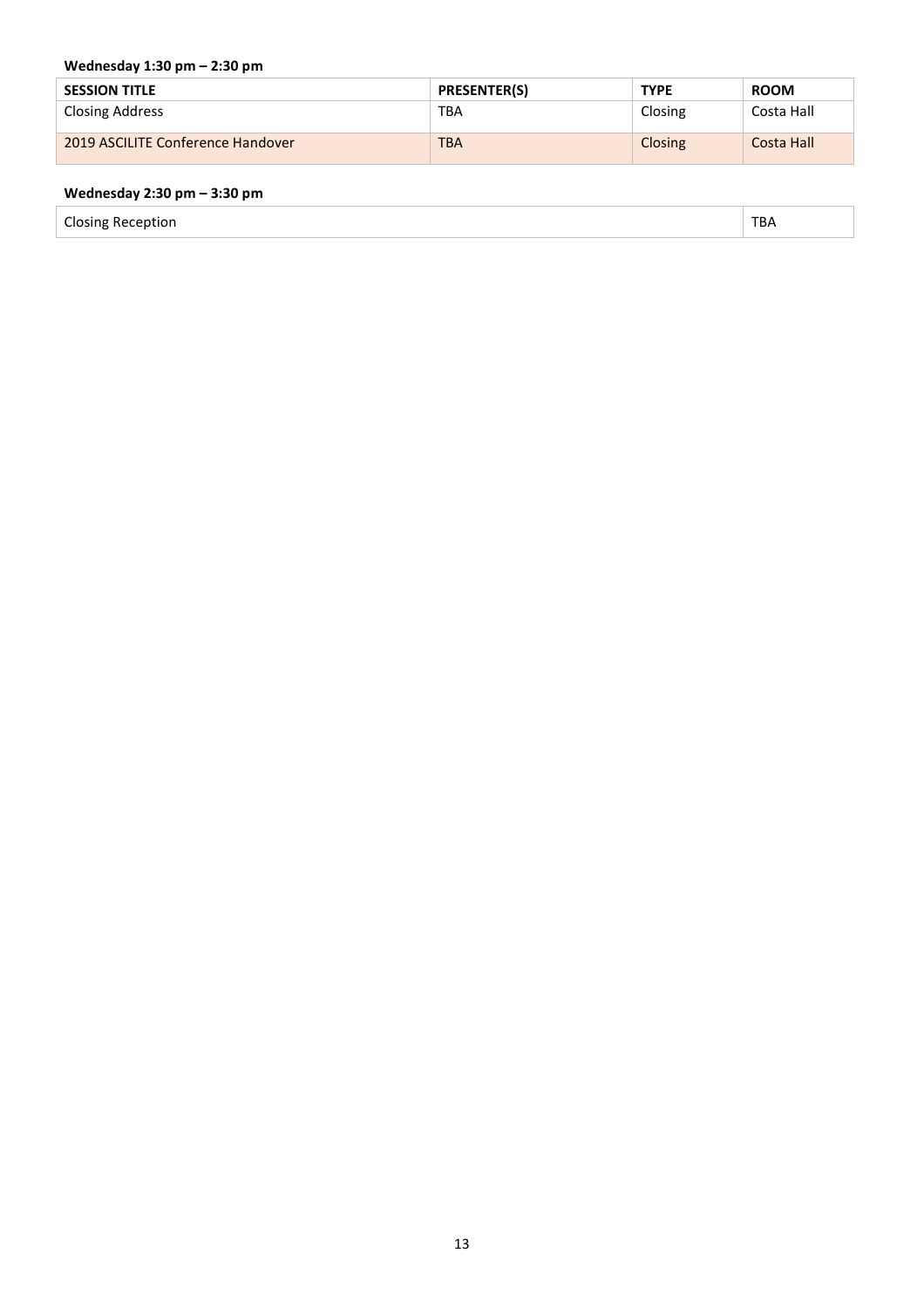**Wednesday 1:30 pm – 2:30 pm**

| SESSION TITLE | PRESENTER(S) | TYPE | ROOM |
| --- | --- | --- | --- |
| Closing Address | TBA | Closing | Costa Hall |
| 2019 ASCILITE Conference Handover | TBA | Closing | Costa Hall |

**Wednesday 2:30 pm – 3:30 pm**

| | |
| --- | --- |
| Closing Reception | TBA |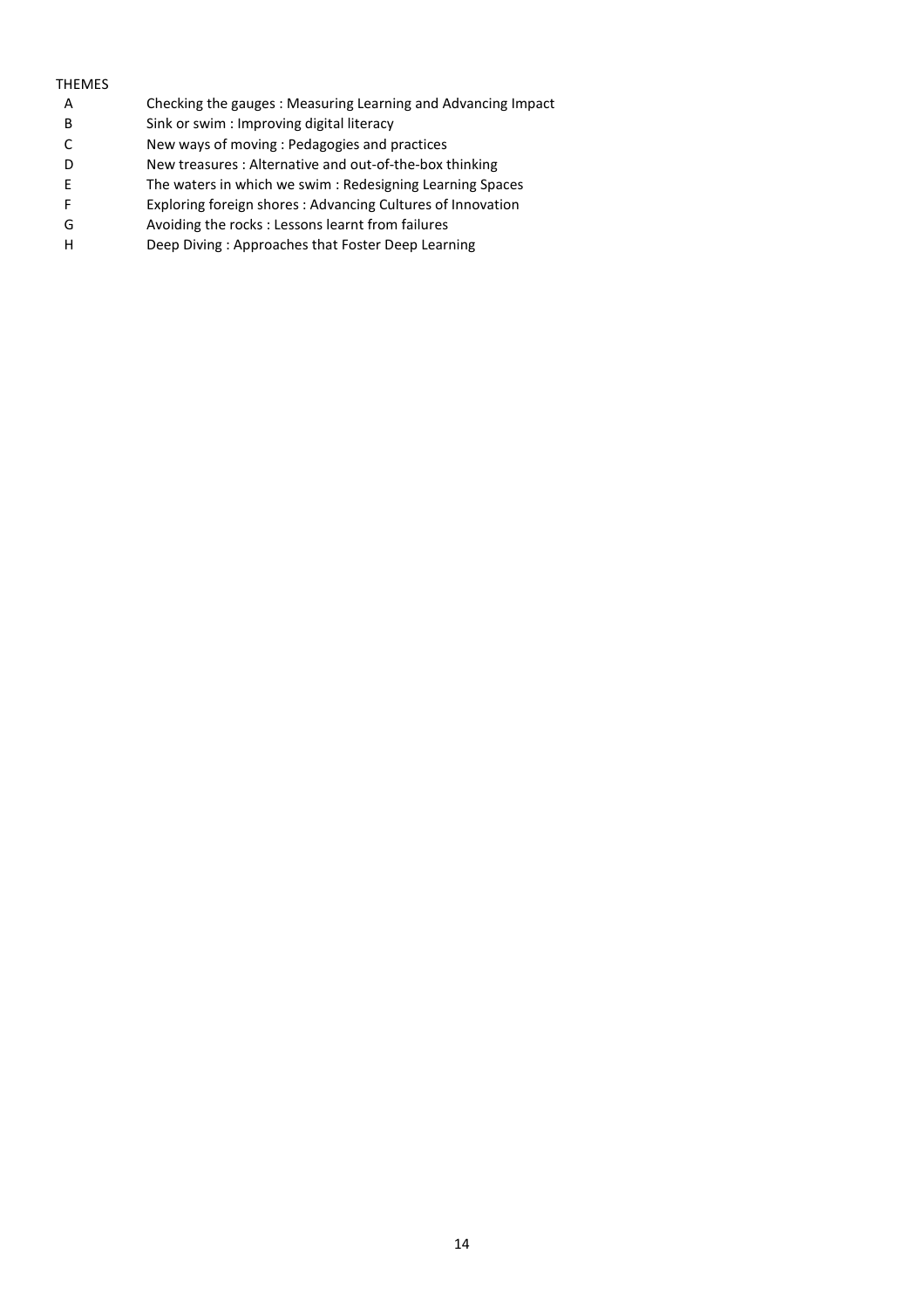THEMES

| | |
|---|---|
| A | Checking the gauges : Measuring Learning and Advancing Impact |
| B | Sink or swim : Improving digital literacy |
| C | New ways of moving : Pedagogies and practices |
| D | New treasures : Alternative and out-of-the-box thinking |
| E | The waters in which we swim : Redesigning Learning Spaces |
| F | Exploring foreign shores : Advancing Cultures of Innovation |
| G | Avoiding the rocks : Lessons learnt from failures |
| H | Deep Diving : Approaches that Foster Deep Learning |